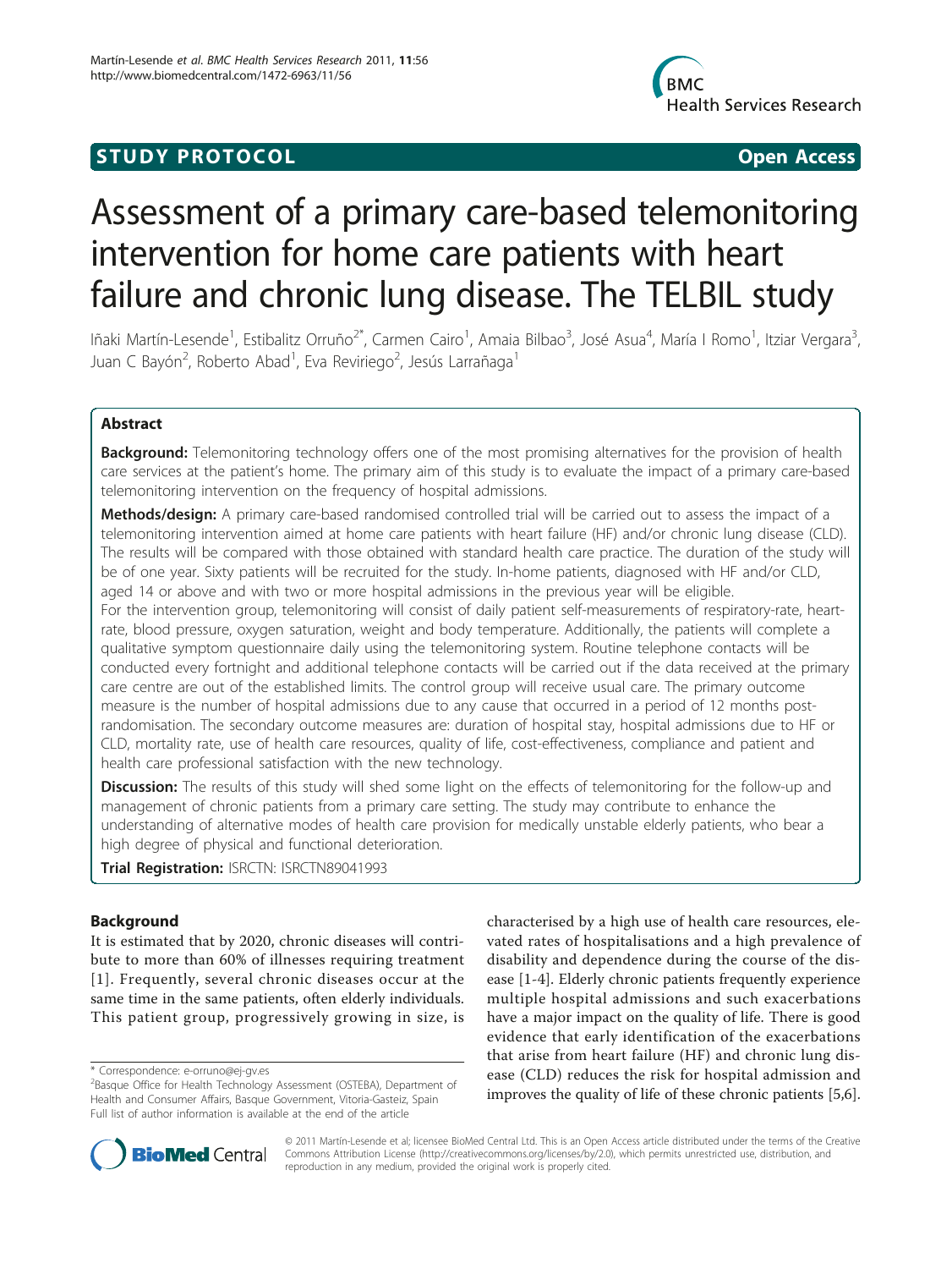STUDY PROTOCOL Open Access

# Assessment of a primary care-based telemonitoring intervention for home care patients with heart failure and chronic lung disease. The TELBIL study

Iñaki Martín-Lesende[1], Estibalitz Orruño[2*], Carmen Cairo[1], Amaia Bilbao[3], José Asua[4], María I Romo[1], Itziar Vergara[3], Juan C Bayón[2], Roberto Abad[1], Eva Reviriego[2], Jesús Larrañaga[1]

## Abstract

**Background:** Telemonitoring technology offers one of the most promising alternatives for the provision of health care services at the patient's home. The primary aim of this study is to evaluate the impact of a primary care-based telemonitoring intervention on the frequency of hospital admissions.

**Methods/design:** A primary care-based randomised controlled trial will be carried out to assess the impact of a telemonitoring intervention aimed at home care patients with heart failure (HF) and/or chronic lung disease (CLD). The results will be compared with those obtained with standard health care practice. The duration of the study will be of one year. Sixty patients will be recruited for the study. In-home patients, diagnosed with HF and/or CLD, aged 14 or above and with two or more hospital admissions in the previous year will be eligible.

For the intervention group, telemonitoring will consist of daily patient self-measurements of respiratory-rate, heart-rate, blood pressure, oxygen saturation, weight and body temperature. Additionally, the patients will complete a qualitative symptom questionnaire daily using the telemonitoring system. Routine telephone contacts will be conducted every fortnight and additional telephone contacts will be carried out if the data received at the primary care centre are out of the established limits. The control group will receive usual care. The primary outcome measure is the number of hospital admissions due to any cause that occurred in a period of 12 months post-randomisation. The secondary outcome measures are: duration of hospital stay, hospital admissions due to HF or CLD, mortality rate, use of health care resources, quality of life, cost-effectiveness, compliance and patient and health care professional satisfaction with the new technology.

**Discussion:** The results of this study will shed some light on the effects of telemonitoring for the follow-up and management of chronic patients from a primary care setting. The study may contribute to enhance the understanding of alternative modes of health care provision for medically unstable elderly patients, who bear a high degree of physical and functional deterioration.

**Trial Registration:** ISRCTN: ISRCTN89041993

## Background

It is estimated that by 2020, chronic diseases will contribute to more than 60% of illnesses requiring treatment [1]. Frequently, several chronic diseases occur at the same time in the same patients, often elderly individuals. This patient group, progressively growing in size, is characterised by a high use of health care resources, elevated rates of hospitalisations and a high prevalence of disability and dependence during the course of the disease [1-4]. Elderly chronic patients frequently experience multiple hospital admissions and such exacerbations have a major impact on the quality of life. There is good evidence that early identification of the exacerbations that arise from heart failure (HF) and chronic lung disease (CLD) reduces the risk for hospital admission and improves the quality of life of these chronic patients [5,6].

\* Correspondence: e-orruno@ej-gv.es
[2]Basque Office for Health Technology Assessment (OSTEBA), Department of Health and Consumer Affairs, Basque Government, Vitoria-Gasteiz, Spain
Full list of author information is available at the end of the article

© 2011 Martín-Lesende et al; licensee BioMed Central Ltd. This is an Open Access article distributed under the terms of the Creative Commons Attribution License (http://creativecommons.org/licenses/by/2.0), which permits unrestricted use, distribution, and reproduction in any medium, provided the original work is properly cited.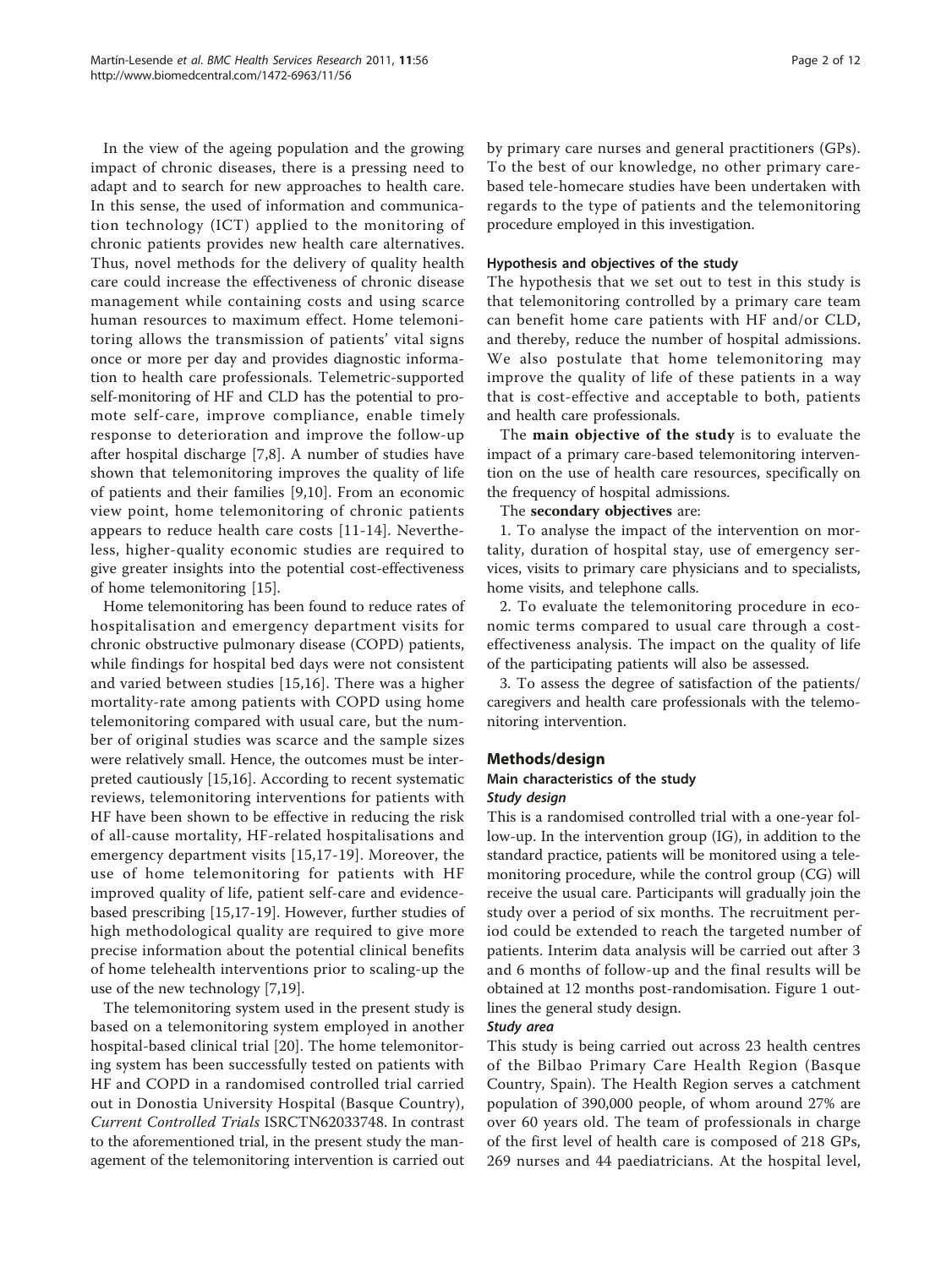In the view of the ageing population and the growing impact of chronic diseases, there is a pressing need to adapt and to search for new approaches to health care. In this sense, the used of information and communication technology (ICT) applied to the monitoring of chronic patients provides new health care alternatives. Thus, novel methods for the delivery of quality health care could increase the effectiveness of chronic disease management while containing costs and using scarce human resources to maximum effect. Home telemonitoring allows the transmission of patients' vital signs once or more per day and provides diagnostic information to health care professionals. Telemetric-supported self-monitoring of HF and CLD has the potential to promote self-care, improve compliance, enable timely response to deterioration and improve the follow-up after hospital discharge [7,8]. A number of studies have shown that telemonitoring improves the quality of life of patients and their families [9,10]. From an economic view point, home telemonitoring of chronic patients appears to reduce health care costs [11-14]. Nevertheless, higher-quality economic studies are required to give greater insights into the potential cost-effectiveness of home telemonitoring [15].

Home telemonitoring has been found to reduce rates of hospitalisation and emergency department visits for chronic obstructive pulmonary disease (COPD) patients, while findings for hospital bed days were not consistent and varied between studies [15,16]. There was a higher mortality-rate among patients with COPD using home telemonitoring compared with usual care, but the number of original studies was scarce and the sample sizes were relatively small. Hence, the outcomes must be interpreted cautiously [15,16]. According to recent systematic reviews, telemonitoring interventions for patients with HF have been shown to be effective in reducing the risk of all-cause mortality, HF-related hospitalisations and emergency department visits [15,17-19]. Moreover, the use of home telemonitoring for patients with HF improved quality of life, patient self-care and evidence-based prescribing [15,17-19]. However, further studies of high methodological quality are required to give more precise information about the potential clinical benefits of home telehealth interventions prior to scaling-up the use of the new technology [7,19].

The telemonitoring system used in the present study is based on a telemonitoring system employed in another hospital-based clinical trial [20]. The home telemonitoring system has been successfully tested on patients with HF and COPD in a randomised controlled trial carried out in Donostia University Hospital (Basque Country), *Current Controlled Trials* ISRCTN62033748. In contrast to the aforementioned trial, in the present study the management of the telemonitoring intervention is carried out by primary care nurses and general practitioners (GPs). To the best of our knowledge, no other primary care-based tele-homecare studies have been undertaken with regards to the type of patients and the telemonitoring procedure employed in this investigation.

### Hypothesis and objectives of the study

The hypothesis that we set out to test in this study is that telemonitoring controlled by a primary care team can benefit home care patients with HF and/or CLD, and thereby, reduce the number of hospital admissions. We also postulate that home telemonitoring may improve the quality of life of these patients in a way that is cost-effective and acceptable to both, patients and health care professionals.

The **main objective of the study** is to evaluate the impact of a primary care-based telemonitoring intervention on the use of health care resources, specifically on the frequency of hospital admissions.

The **secondary objectives** are:

1. To analyse the impact of the intervention on mortality, duration of hospital stay, use of emergency services, visits to primary care physicians and to specialists, home visits, and telephone calls.

2. To evaluate the telemonitoring procedure in economic terms compared to usual care through a cost-effectiveness analysis. The impact on the quality of life of the participating patients will also be assessed.

3. To assess the degree of satisfaction of the patients/caregivers and health care professionals with the telemonitoring intervention.

## Methods/design

### Main characteristics of the study

#### *Study design*

This is a randomised controlled trial with a one-year follow-up. In the intervention group (IG), in addition to the standard practice, patients will be monitored using a telemonitoring procedure, while the control group (CG) will receive the usual care. Participants will gradually join the study over a period of six months. The recruitment period could be extended to reach the targeted number of patients. Interim data analysis will be carried out after 3 and 6 months of follow-up and the final results will be obtained at 12 months post-randomisation. Figure 1 outlines the general study design.

#### *Study area*

This study is being carried out across 23 health centres of the Bilbao Primary Care Health Region (Basque Country, Spain). The Health Region serves a catchment population of 390,000 people, of whom around 27% are over 60 years old. The team of professionals in charge of the first level of health care is composed of 218 GPs, 269 nurses and 44 paediatricians. At the hospital level,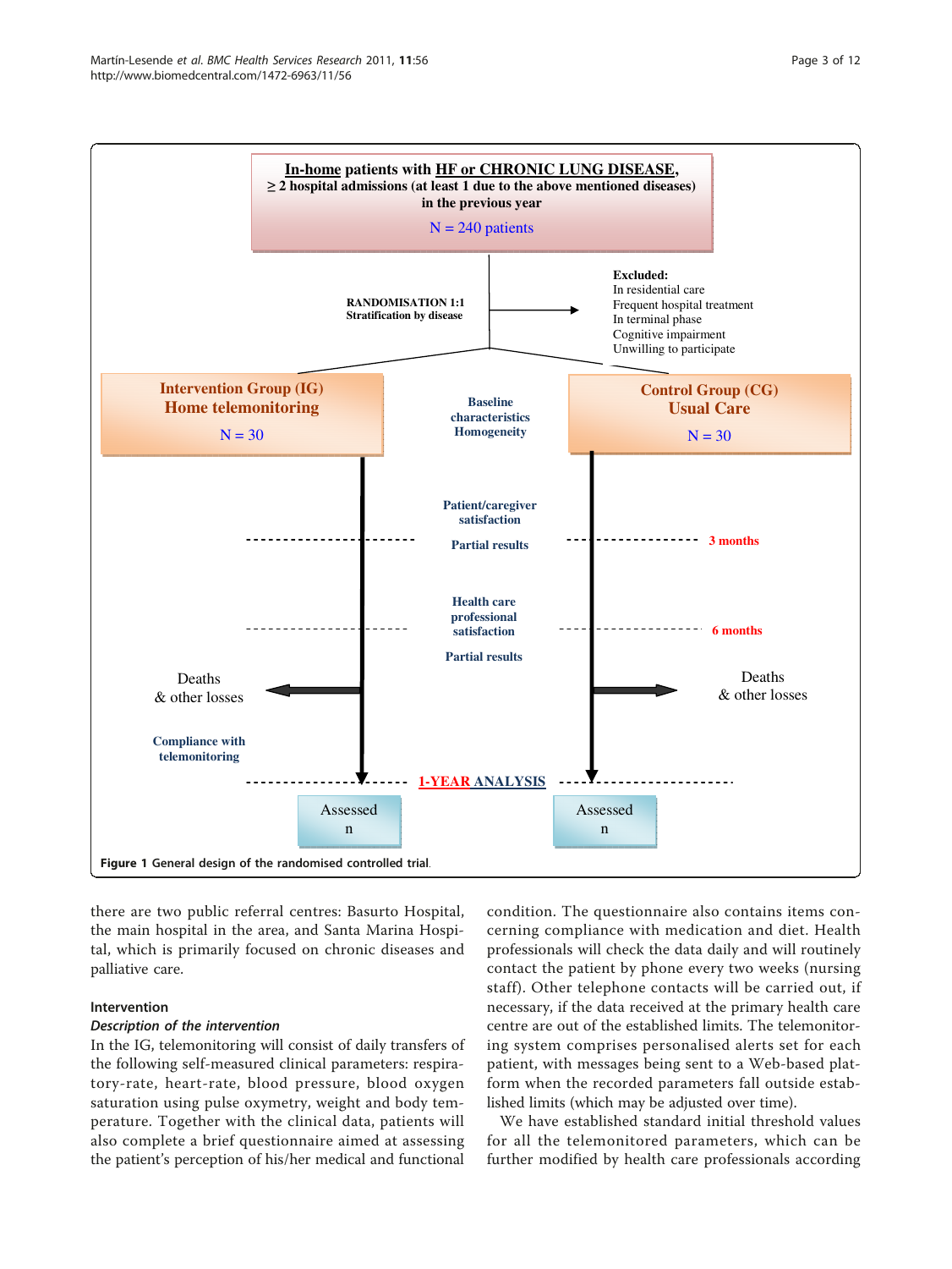In-home patients with HF or CHRONIC LUNG DISEASE, ≥ 2 hospital admissions (at least 1 due to the above mentioned diseases) in the previous year

N = 240 patients

RANDOMISATION 1:1
Stratification by disease

Excluded:
In residential care
Frequent hospital treatment
In terminal phase
Cognitive impairment
Unwilling to participate

Intervention Group (IG)
Home telemonitoring
N = 30

Baseline characteristics Homogeneity

Control Group (CG)
Usual Care
N = 30

Patient/caregiver satisfaction

Partial results

3 months

Health care professional satisfaction

Partial results

6 months

Deaths & other losses

Deaths & other losses

Compliance with telemonitoring

1-YEAR ANALYSIS

Assessed
n

Assessed
n

**Figure 1** General design of the randomised controlled trial.

there are two public referral centres: Basurto Hospital, the main hospital in the area, and Santa Marina Hospital, which is primarily focused on chronic diseases and palliative care.

## Intervention

### *Description of the intervention*

In the IG, telemonitoring will consist of daily transfers of the following self-measured clinical parameters: respiratory-rate, heart-rate, blood pressure, blood oxygen saturation using pulse oxymetry, weight and body temperature. Together with the clinical data, patients will also complete a brief questionnaire aimed at assessing the patient's perception of his/her medical and functional condition. The questionnaire also contains items concerning compliance with medication and diet. Health professionals will check the data daily and will routinely contact the patient by phone every two weeks (nursing staff). Other telephone contacts will be carried out, if necessary, if the data received at the primary health care centre are out of the established limits. The telemonitoring system comprises personalised alerts set for each patient, with messages being sent to a Web-based platform when the recorded parameters fall outside established limits (which may be adjusted over time).

We have established standard initial threshold values for all the telemonitored parameters, which can be further modified by health care professionals according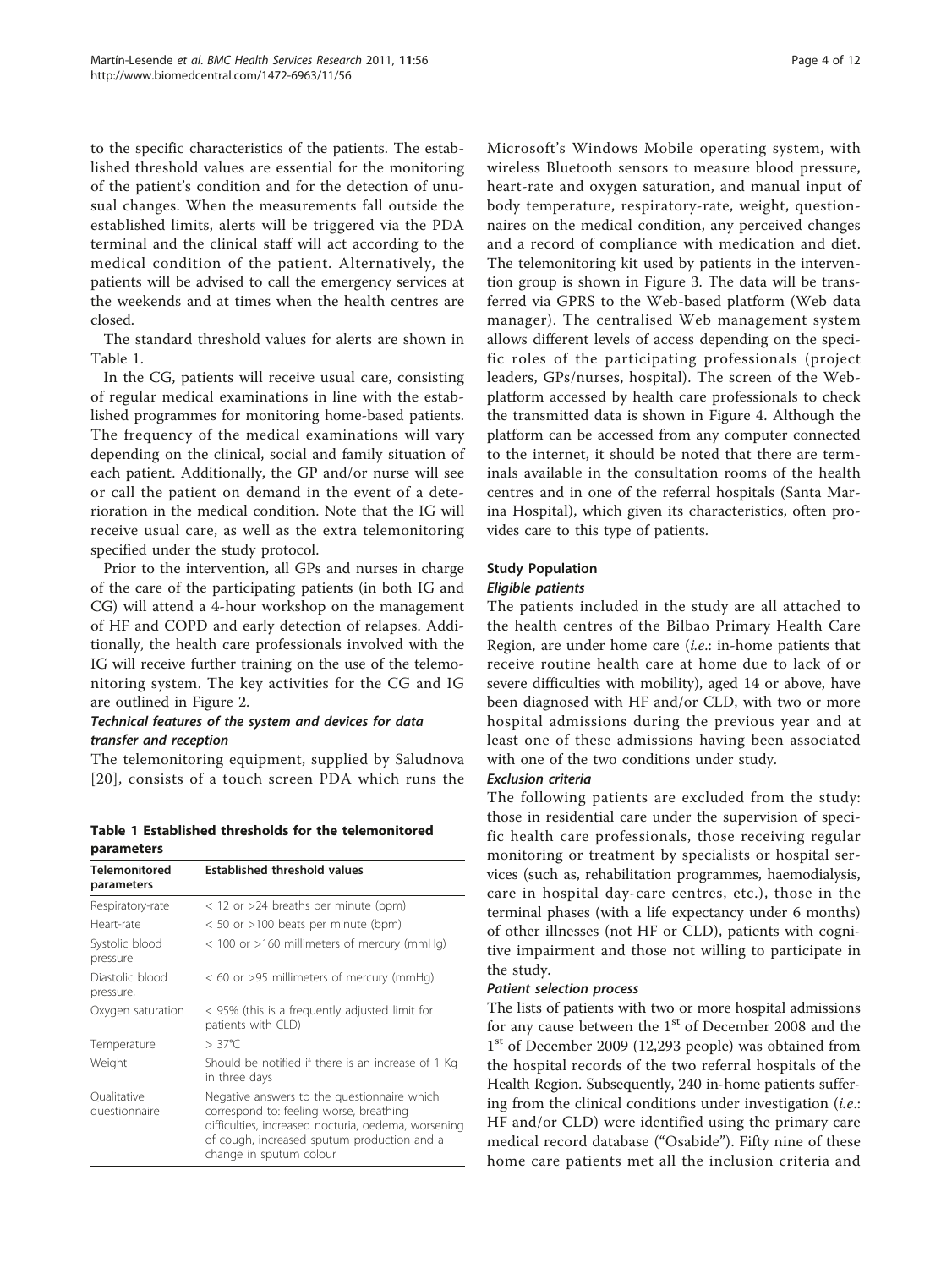to the specific characteristics of the patients. The established threshold values are essential for the monitoring of the patient's condition and for the detection of unusual changes. When the measurements fall outside the established limits, alerts will be triggered via the PDA terminal and the clinical staff will act according to the medical condition of the patient. Alternatively, the patients will be advised to call the emergency services at the weekends and at times when the health centres are closed.

The standard threshold values for alerts are shown in Table 1.

In the CG, patients will receive usual care, consisting of regular medical examinations in line with the established programmes for monitoring home-based patients. The frequency of the medical examinations will vary depending on the clinical, social and family situation of each patient. Additionally, the GP and/or nurse will see or call the patient on demand in the event of a deterioration in the medical condition. Note that the IG will receive usual care, as well as the extra telemonitoring specified under the study protocol.

Prior to the intervention, all GPs and nurses in charge of the care of the participating patients (in both IG and CG) will attend a 4-hour workshop on the management of HF and COPD and early detection of relapses. Additionally, the health care professionals involved with the IG will receive further training on the use of the telemonitoring system. The key activities for the CG and IG are outlined in Figure 2.

#### *Technical features of the system and devices for data transfer and reception*

The telemonitoring equipment, supplied by Saludnova [20], consists of a touch screen PDA which runs the Microsoft's Windows Mobile operating system, with wireless Bluetooth sensors to measure blood pressure, heart-rate and oxygen saturation, and manual input of body temperature, respiratory-rate, weight, questionnaires on the medical condition, any perceived changes and a record of compliance with medication and diet. The telemonitoring kit used by patients in the intervention group is shown in Figure 3. The data will be transferred via GPRS to the Web-based platform (Web data manager). The centralised Web management system allows different levels of access depending on the specific roles of the participating professionals (project leaders, GPs/nurses, hospital). The screen of the Web-platform accessed by health care professionals to check the transmitted data is shown in Figure 4. Although the platform can be accessed from any computer connected to the internet, it should be noted that there are terminals available in the consultation rooms of the health centres and in one of the referral hospitals (Santa Marina Hospital), which given its characteristics, often provides care to this type of patients.

**Table 1 Established thresholds for the telemonitored parameters**

| Telemonitored parameters | Established threshold values |
|---|---|
| Respiratory-rate | < 12 or >24 breaths per minute (bpm) |
| Heart-rate | < 50 or >100 beats per minute (bpm) |
| Systolic blood pressure | < 100 or >160 millimeters of mercury (mmHg) |
| Diastolic blood pressure, | < 60 or >95 millimeters of mercury (mmHg) |
| Oxygen saturation | < 95% (this is a frequently adjusted limit for patients with CLD) |
| Temperature | > 37°C |
| Weight | Should be notified if there is an increase of 1 Kg in three days |
| Qualitative questionnaire | Negative answers to the questionnaire which correspond to: feeling worse, breathing difficulties, increased nocturia, oedema, worsening of cough, increased sputum production and a change in sputum colour |

### Study Population

#### *Eligible patients*

The patients included in the study are all attached to the health centres of the Bilbao Primary Health Care Region, are under home care (*i.e.*: in-home patients that receive routine health care at home due to lack of or severe difficulties with mobility), aged 14 or above, have been diagnosed with HF and/or CLD, with two or more hospital admissions during the previous year and at least one of these admissions having been associated with one of the two conditions under study.

#### *Exclusion criteria*

The following patients are excluded from the study: those in residential care under the supervision of specific health care professionals, those receiving regular monitoring or treatment by specialists or hospital services (such as, rehabilitation programmes, haemodialysis, care in hospital day-care centres, etc.), those in the terminal phases (with a life expectancy under 6 months) of other illnesses (not HF or CLD), patients with cognitive impairment and those not willing to participate in the study.

#### *Patient selection process*

The lists of patients with two or more hospital admissions for any cause between the 1st of December 2008 and the 1st of December 2009 (12,293 people) was obtained from the hospital records of the two referral hospitals of the Health Region. Subsequently, 240 in-home patients suffering from the clinical conditions under investigation (*i.e.*: HF and/or CLD) were identified using the primary care medical record database ("Osabide"). Fifty nine of these home care patients met all the inclusion criteria and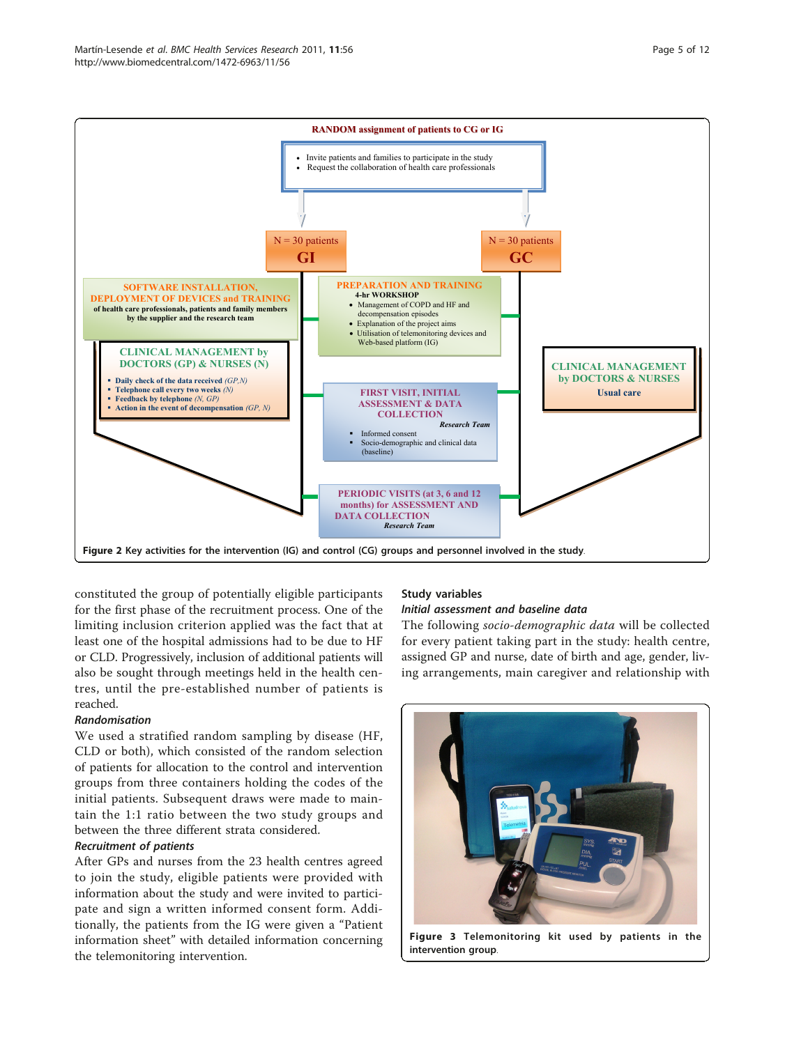RANDOM assignment of patients to CG or IG

- Invite patients and families to participate in the study
- Request the collaboration of health care professionals

N = 30 patients **GI**

N = 30 patients **GC**

**SOFTWARE INSTALLATION, DEPLOYMENT OF DEVICES and TRAINING** of health care professionals, patients and family members by the supplier and the research team

**PREPARATION AND TRAINING**
4-hr WORKSHOP
- Management of COPD and HF and decompensation episodes
- Explanation of the project aims
- Utilisation of telemonitoring devices and Web-based platform (IG)

**CLINICAL MANAGEMENT by DOCTORS (GP) & NURSES (N)**
- Daily check of the data received *(GP,N)*
- Telephone call every two weeks *(N)*
- Feedback by telephone *(N, GP)*
- Action in the event of decompensation *(GP, N)*

**CLINICAL MANAGEMENT by DOCTORS & NURSES**
Usual care

**FIRST VISIT, INITIAL ASSESSMENT & DATA COLLECTION**
*Research Team*
- Informed consent
- Socio-demographic and clinical data (baseline)

**PERIODIC VISITS (at 3, 6 and 12 months) for ASSESSMENT AND DATA COLLECTION**
*Research Team*

**Figure 2** Key activities for the intervention (IG) and control (CG) groups and personnel involved in the study.

constituted the group of potentially eligible participants for the first phase of the recruitment process. One of the limiting inclusion criterion applied was the fact that at least one of the hospital admissions had to be due to HF or CLD. Progressively, inclusion of additional patients will also be sought through meetings held in the health centres, until the pre-established number of patients is reached.

### Randomisation

We used a stratified random sampling by disease (HF, CLD or both), which consisted of the random selection of patients for allocation to the control and intervention groups from three containers holding the codes of the initial patients. Subsequent draws were made to maintain the 1:1 ratio between the two study groups and between the three different strata considered.

### Recruitment of patients

After GPs and nurses from the 23 health centres agreed to join the study, eligible patients were provided with information about the study and were invited to participate and sign a written informed consent form. Additionally, the patients from the IG were given a "Patient information sheet" with detailed information concerning the telemonitoring intervention.

## Study variables

### Initial assessment and baseline data

The following *socio-demographic data* will be collected for every patient taking part in the study: health centre, assigned GP and nurse, date of birth and age, gender, living arrangements, main caregiver and relationship with

**Figure 3** Telemonitoring kit used by patients in the intervention group.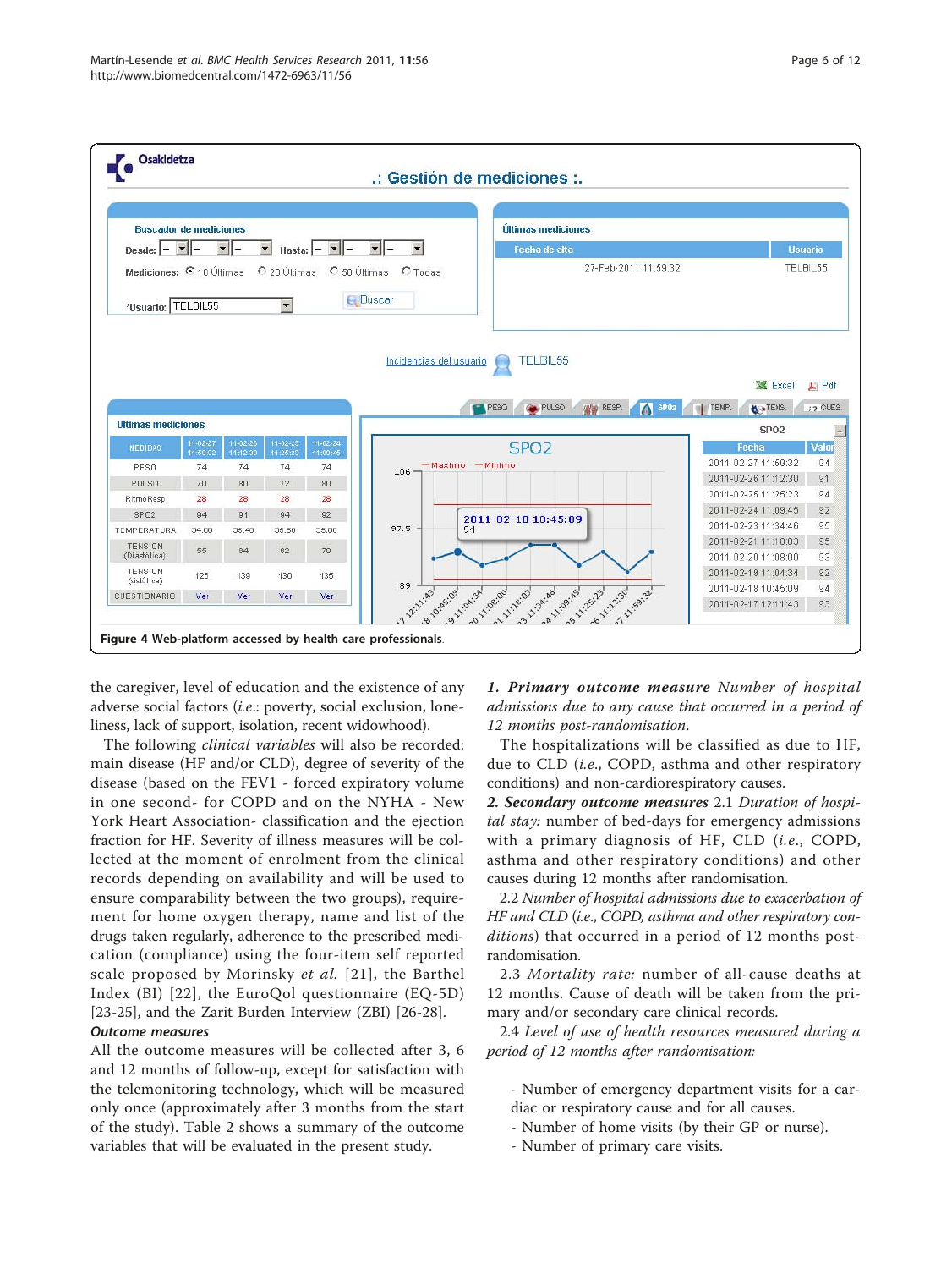Figure 4 Web-platform accessed by health care professionals.

the caregiver, level of education and the existence of any adverse social factors (*i.e.*: poverty, social exclusion, loneliness, lack of support, isolation, recent widowhood).

The following *clinical variables* will also be recorded: main disease (HF and/or CLD), degree of severity of the disease (based on the FEV1 - forced expiratory volume in one second- for COPD and on the NYHA - New York Heart Association- classification and the ejection fraction for HF. Severity of illness measures will be collected at the moment of enrolment from the clinical records depending on availability and will be used to ensure comparability between the two groups), requirement for home oxygen therapy, name and list of the drugs taken regularly, adherence to the prescribed medication (compliance) using the four-item self reported scale proposed by Morinsky *et al.* [21], the Barthel Index (BI) [22], the EuroQol questionnaire (EQ-5D) [23-25], and the Zarit Burden Interview (ZBI) [26-28].

### Outcome measures

All the outcome measures will be collected after 3, 6 and 12 months of follow-up, except for satisfaction with the telemonitoring technology, which will be measured only once (approximately after 3 months from the start of the study). Table 2 shows a summary of the outcome variables that will be evaluated in the present study.

***1. Primary outcome measure*** *Number of hospital admissions due to any cause that occurred in a period of 12 months post-randomisation.*

The hospitalizations will be classified as due to HF, due to CLD (*i.e.*, COPD, asthma and other respiratory conditions) and non-cardiorespiratory causes.

***2. Secondary outcome measures*** 2.1 *Duration of hospital stay:* number of bed-days for emergency admissions with a primary diagnosis of HF, CLD (*i.e.*, COPD, asthma and other respiratory conditions) and other causes during 12 months after randomisation.

2.2 *Number of hospital admissions due to exacerbation of HF and CLD* (*i.e.*, *COPD, asthma and other respiratory conditions*) that occurred in a period of 12 months post-randomisation.

2.3 *Mortality rate:* number of all-cause deaths at 12 months. Cause of death will be taken from the primary and/or secondary care clinical records.

2.4 *Level of use of health resources measured during a period of 12 months after randomisation:*

- Number of emergency department visits for a cardiac or respiratory cause and for all causes.
- Number of home visits (by their GP or nurse).
- Number of primary care visits.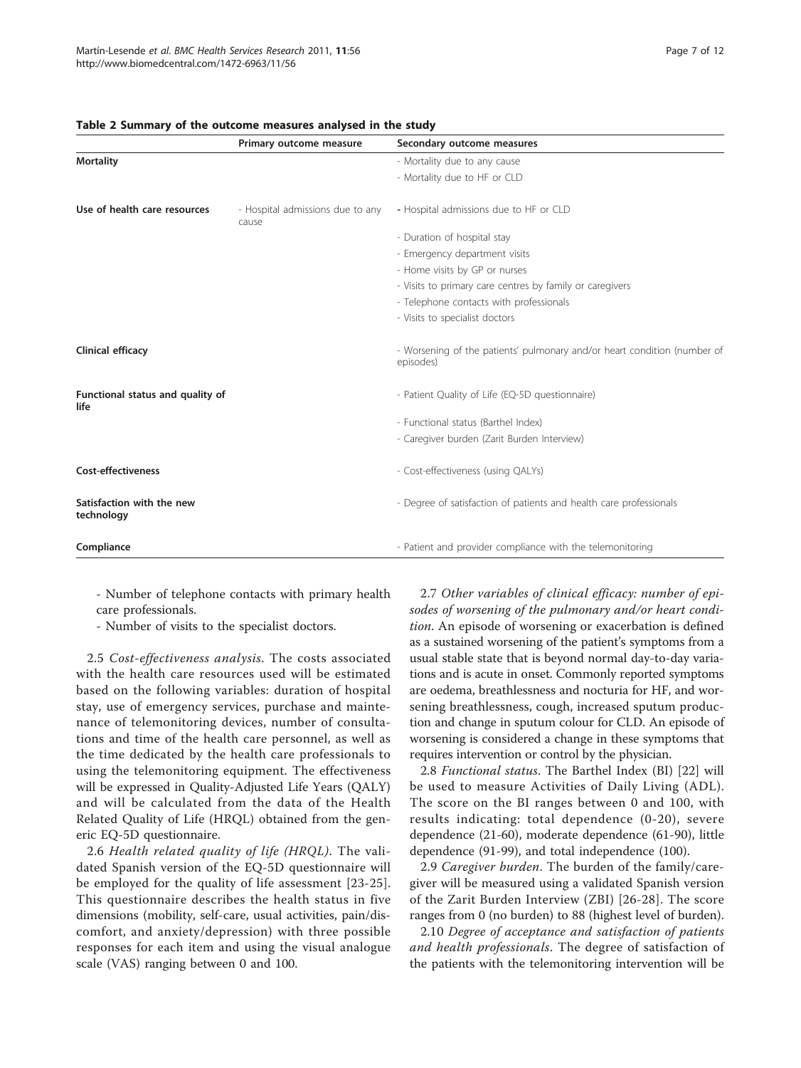**Table 2 Summary of the outcome measures analysed in the study**

| | Primary outcome measure | Secondary outcome measures |
|---|---|---|
| **Mortality** | | - Mortality due to any cause |
| | | - Mortality due to HF or CLD |
| **Use of health care resources** | - Hospital admissions due to any cause | - Hospital admissions due to HF or CLD |
| | | - Duration of hospital stay |
| | | - Emergency department visits |
| | | - Home visits by GP or nurses |
| | | - Visits to primary care centres by family or caregivers |
| | | - Telephone contacts with professionals |
| | | - Visits to specialist doctors |
| **Clinical efficacy** | | - Worsening of the patients' pulmonary and/or heart condition (number of episodes) |
| **Functional status and quality of life** | | - Patient Quality of Life (EQ-5D questionnaire) |
| | | - Functional status (Barthel Index) |
| | | - Caregiver burden (Zarit Burden Interview) |
| **Cost-effectiveness** | | - Cost-effectiveness (using QALYs) |
| **Satisfaction with the new technology** | | - Degree of satisfaction of patients and health care professionals |
| **Compliance** | | - Patient and provider compliance with the telemonitoring |

- Number of telephone contacts with primary health care professionals.
- Number of visits to the specialist doctors.

2.5 *Cost-effectiveness analysis*. The costs associated with the health care resources used will be estimated based on the following variables: duration of hospital stay, use of emergency services, purchase and maintenance of telemonitoring devices, number of consultations and time of the health care personnel, as well as the time dedicated by the health care professionals to using the telemonitoring equipment. The effectiveness will be expressed in Quality-Adjusted Life Years (QALY) and will be calculated from the data of the Health Related Quality of Life (HRQL) obtained from the generic EQ-5D questionnaire.

2.6 *Health related quality of life (HRQL)*. The validated Spanish version of the EQ-5D questionnaire will be employed for the quality of life assessment [23-25]. This questionnaire describes the health status in five dimensions (mobility, self-care, usual activities, pain/discomfort, and anxiety/depression) with three possible responses for each item and using the visual analogue scale (VAS) ranging between 0 and 100.

2.7 *Other variables of clinical efficacy: number of episodes of worsening of the pulmonary and/or heart condition*. An episode of worsening or exacerbation is defined as a sustained worsening of the patient's symptoms from a usual stable state that is beyond normal day-to-day variations and is acute in onset. Commonly reported symptoms are oedema, breathlessness and nocturia for HF, and worsening breathlessness, cough, increased sputum production and change in sputum colour for CLD. An episode of worsening is considered a change in these symptoms that requires intervention or control by the physician.

2.8 *Functional status*. The Barthel Index (BI) [22] will be used to measure Activities of Daily Living (ADL). The score on the BI ranges between 0 and 100, with results indicating: total dependence (0-20), severe dependence (21-60), moderate dependence (61-90), little dependence (91-99), and total independence (100).

2.9 *Caregiver burden*. The burden of the family/caregiver will be measured using a validated Spanish version of the Zarit Burden Interview (ZBI) [26-28]. The score ranges from 0 (no burden) to 88 (highest level of burden).

2.10 *Degree of acceptance and satisfaction of patients and health professionals*. The degree of satisfaction of the patients with the telemonitoring intervention will be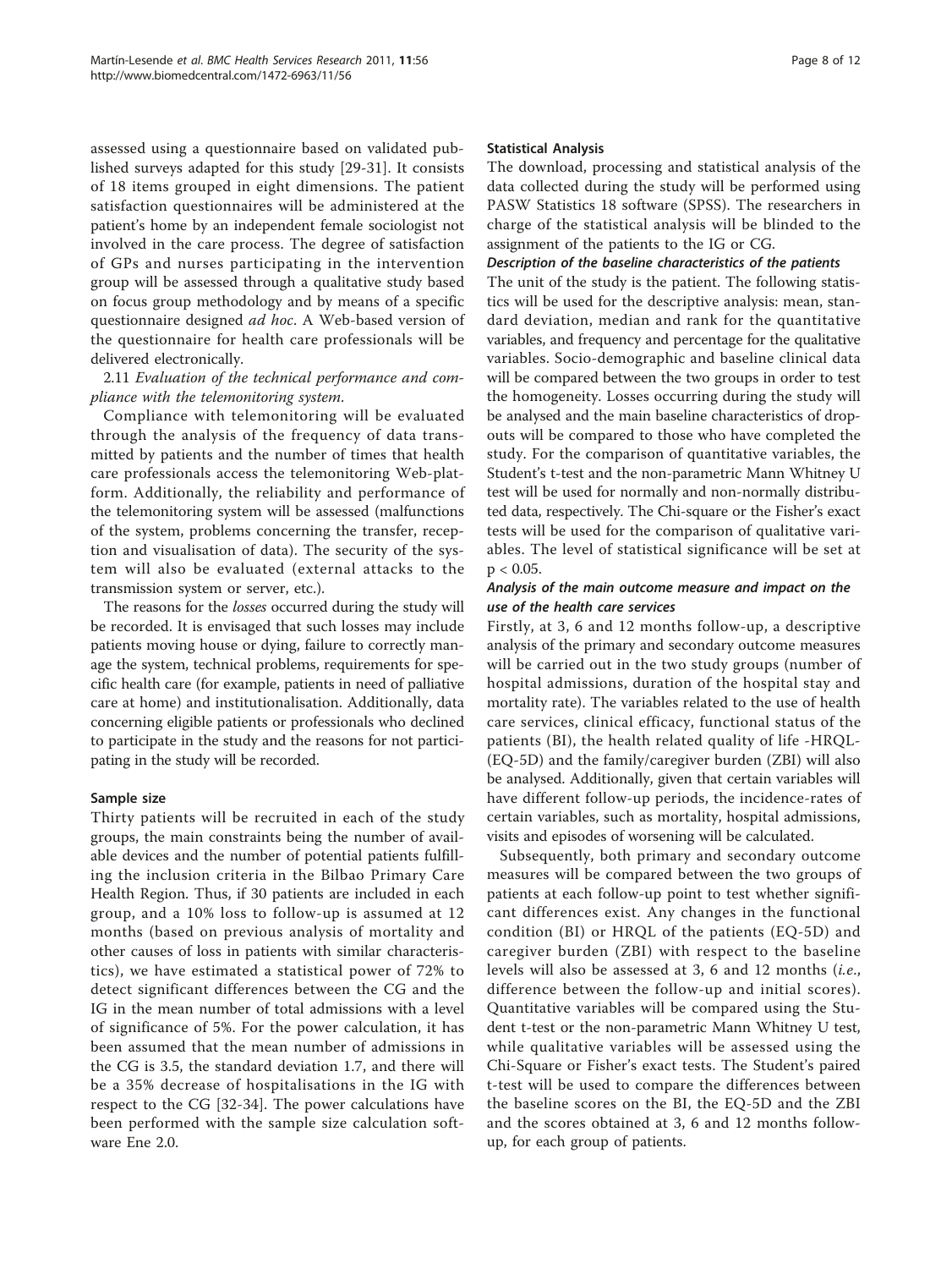assessed using a questionnaire based on validated published surveys adapted for this study [29-31]. It consists of 18 items grouped in eight dimensions. The patient satisfaction questionnaires will be administered at the patient's home by an independent female sociologist not involved in the care process. The degree of satisfaction of GPs and nurses participating in the intervention group will be assessed through a qualitative study based on focus group methodology and by means of a specific questionnaire designed *ad hoc*. A Web-based version of the questionnaire for health care professionals will be delivered electronically.

2.11 *Evaluation of the technical performance and compliance with the telemonitoring system.*

Compliance with telemonitoring will be evaluated through the analysis of the frequency of data transmitted by patients and the number of times that health care professionals access the telemonitoring Web-platform. Additionally, the reliability and performance of the telemonitoring system will be assessed (malfunctions of the system, problems concerning the transfer, reception and visualisation of data). The security of the system will also be evaluated (external attacks to the transmission system or server, etc.).

The reasons for the *losses* occurred during the study will be recorded. It is envisaged that such losses may include patients moving house or dying, failure to correctly manage the system, technical problems, requirements for specific health care (for example, patients in need of palliative care at home) and institutionalisation. Additionally, data concerning eligible patients or professionals who declined to participate in the study and the reasons for not participating in the study will be recorded.

## Sample size

Thirty patients will be recruited in each of the study groups, the main constraints being the number of available devices and the number of potential patients fulfilling the inclusion criteria in the Bilbao Primary Care Health Region. Thus, if 30 patients are included in each group, and a 10% loss to follow-up is assumed at 12 months (based on previous analysis of mortality and other causes of loss in patients with similar characteristics), we have estimated a statistical power of 72% to detect significant differences between the CG and the IG in the mean number of total admissions with a level of significance of 5%. For the power calculation, it has been assumed that the mean number of admissions in the CG is 3.5, the standard deviation 1.7, and there will be a 35% decrease of hospitalisations in the IG with respect to the CG [32-34]. The power calculations have been performed with the sample size calculation software Ene 2.0.

## Statistical Analysis

The download, processing and statistical analysis of the data collected during the study will be performed using PASW Statistics 18 software (SPSS). The researchers in charge of the statistical analysis will be blinded to the assignment of the patients to the IG or CG.

### *Description of the baseline characteristics of the patients*

The unit of the study is the patient. The following statistics will be used for the descriptive analysis: mean, standard deviation, median and rank for the quantitative variables, and frequency and percentage for the qualitative variables. Socio-demographic and baseline clinical data will be compared between the two groups in order to test the homogeneity. Losses occurring during the study will be analysed and the main baseline characteristics of drop-outs will be compared to those who have completed the study. For the comparison of quantitative variables, the Student's t-test and the non-parametric Mann Whitney U test will be used for normally and non-normally distributed data, respectively. The Chi-square or the Fisher's exact tests will be used for the comparison of qualitative variables. The level of statistical significance will be set at $p < 0.05$.

### *Analysis of the main outcome measure and impact on the use of the health care services*

Firstly, at 3, 6 and 12 months follow-up, a descriptive analysis of the primary and secondary outcome measures will be carried out in the two study groups (number of hospital admissions, duration of the hospital stay and mortality rate). The variables related to the use of health care services, clinical efficacy, functional status of the patients (BI), the health related quality of life -HRQL- (EQ-5D) and the family/caregiver burden (ZBI) will also be analysed. Additionally, given that certain variables will have different follow-up periods, the incidence-rates of certain variables, such as mortality, hospital admissions, visits and episodes of worsening will be calculated.

Subsequently, both primary and secondary outcome measures will be compared between the two groups of patients at each follow-up point to test whether significant differences exist. Any changes in the functional condition (BI) or HRQL of the patients (EQ-5D) and caregiver burden (ZBI) with respect to the baseline levels will also be assessed at 3, 6 and 12 months (*i.e.*, difference between the follow-up and initial scores). Quantitative variables will be compared using the Student t-test or the non-parametric Mann Whitney U test, while qualitative variables will be assessed using the Chi-Square or Fisher's exact tests. The Student's paired t-test will be used to compare the differences between the baseline scores on the BI, the EQ-5D and the ZBI and the scores obtained at 3, 6 and 12 months follow-up, for each group of patients.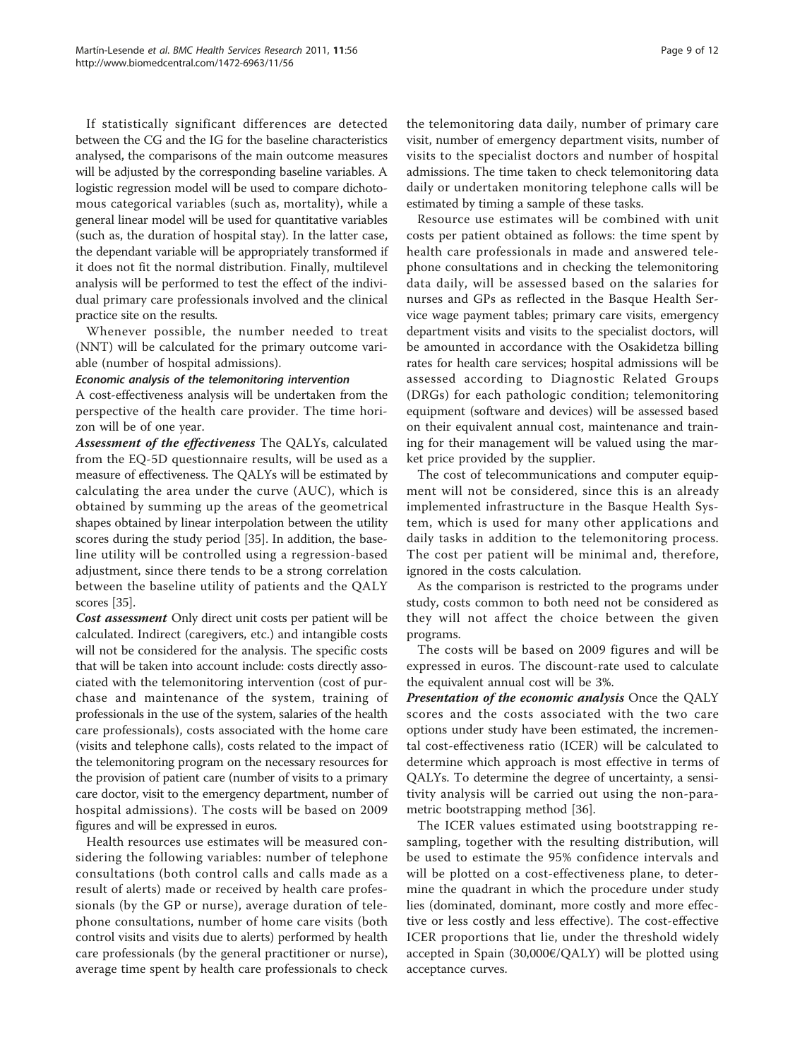If statistically significant differences are detected between the CG and the IG for the baseline characteristics analysed, the comparisons of the main outcome measures will be adjusted by the corresponding baseline variables. A logistic regression model will be used to compare dichotomous categorical variables (such as, mortality), while a general linear model will be used for quantitative variables (such as, the duration of hospital stay). In the latter case, the dependant variable will be appropriately transformed if it does not fit the normal distribution. Finally, multilevel analysis will be performed to test the effect of the individual primary care professionals involved and the clinical practice site on the results.

Whenever possible, the number needed to treat (NNT) will be calculated for the primary outcome variable (number of hospital admissions).

#### *Economic analysis of the telemonitoring intervention*

A cost-effectiveness analysis will be undertaken from the perspective of the health care provider. The time horizon will be of one year.

***Assessment of the effectiveness*** The QALYs, calculated from the EQ-5D questionnaire results, will be used as a measure of effectiveness. The QALYs will be estimated by calculating the area under the curve (AUC), which is obtained by summing up the areas of the geometrical shapes obtained by linear interpolation between the utility scores during the study period [35]. In addition, the baseline utility will be controlled using a regression-based adjustment, since there tends to be a strong correlation between the baseline utility of patients and the QALY scores [35].

***Cost assessment*** Only direct unit costs per patient will be calculated. Indirect (caregivers, etc.) and intangible costs will not be considered for the analysis. The specific costs that will be taken into account include: costs directly associated with the telemonitoring intervention (cost of purchase and maintenance of the system, training of professionals in the use of the system, salaries of the health care professionals), costs associated with the home care (visits and telephone calls), costs related to the impact of the telemonitoring program on the necessary resources for the provision of patient care (number of visits to a primary care doctor, visit to the emergency department, number of hospital admissions). The costs will be based on 2009 figures and will be expressed in euros.

Health resources use estimates will be measured considering the following variables: number of telephone consultations (both control calls and calls made as a result of alerts) made or received by health care professionals (by the GP or nurse), average duration of telephone consultations, number of home care visits (both control visits and visits due to alerts) performed by health care professionals (by the general practitioner or nurse), average time spent by health care professionals to check the telemonitoring data daily, number of primary care visit, number of emergency department visits, number of visits to the specialist doctors and number of hospital admissions. The time taken to check telemonitoring data daily or undertaken monitoring telephone calls will be estimated by timing a sample of these tasks.

Resource use estimates will be combined with unit costs per patient obtained as follows: the time spent by health care professionals in made and answered telephone consultations and in checking the telemonitoring data daily, will be assessed based on the salaries for nurses and GPs as reflected in the Basque Health Service wage payment tables; primary care visits, emergency department visits and visits to the specialist doctors, will be amounted in accordance with the Osakidetza billing rates for health care services; hospital admissions will be assessed according to Diagnostic Related Groups (DRGs) for each pathologic condition; telemonitoring equipment (software and devices) will be assessed based on their equivalent annual cost, maintenance and training for their management will be valued using the market price provided by the supplier.

The cost of telecommunications and computer equipment will not be considered, since this is an already implemented infrastructure in the Basque Health System, which is used for many other applications and daily tasks in addition to the telemonitoring process. The cost per patient will be minimal and, therefore, ignored in the costs calculation.

As the comparison is restricted to the programs under study, costs common to both need not be considered as they will not affect the choice between the given programs.

The costs will be based on 2009 figures and will be expressed in euros. The discount-rate used to calculate the equivalent annual cost will be 3%.

***Presentation of the economic analysis*** Once the QALY scores and the costs associated with the two care options under study have been estimated, the incremental cost-effectiveness ratio (ICER) will be calculated to determine which approach is most effective in terms of QALYs. To determine the degree of uncertainty, a sensitivity analysis will be carried out using the non-parametric bootstrapping method [36].

The ICER values estimated using bootstrapping resampling, together with the resulting distribution, will be used to estimate the 95% confidence intervals and will be plotted on a cost-effectiveness plane, to determine the quadrant in which the procedure under study lies (dominated, dominant, more costly and more effective or less costly and less effective). The cost-effective ICER proportions that lie, under the threshold widely accepted in Spain (30,000€/QALY) will be plotted using acceptance curves.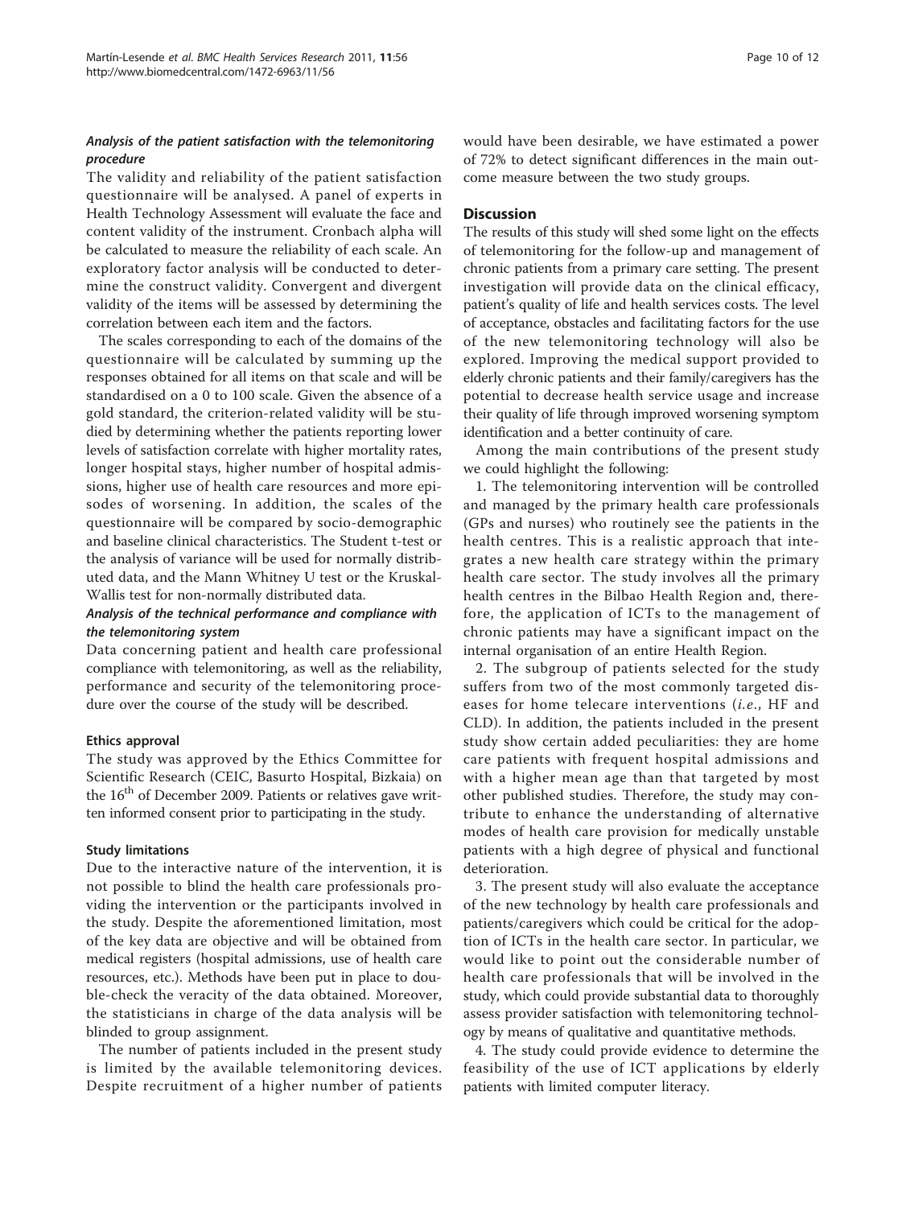#### *Analysis of the patient satisfaction with the telemonitoring procedure*

The validity and reliability of the patient satisfaction questionnaire will be analysed. A panel of experts in Health Technology Assessment will evaluate the face and content validity of the instrument. Cronbach alpha will be calculated to measure the reliability of each scale. An exploratory factor analysis will be conducted to determine the construct validity. Convergent and divergent validity of the items will be assessed by determining the correlation between each item and the factors.

The scales corresponding to each of the domains of the questionnaire will be calculated by summing up the responses obtained for all items on that scale and will be standardised on a 0 to 100 scale. Given the absence of a gold standard, the criterion-related validity will be studied by determining whether the patients reporting lower levels of satisfaction correlate with higher mortality rates, longer hospital stays, higher number of hospital admissions, higher use of health care resources and more episodes of worsening. In addition, the scales of the questionnaire will be compared by socio-demographic and baseline clinical characteristics. The Student t-test or the analysis of variance will be used for normally distributed data, and the Mann Whitney U test or the Kruskal-Wallis test for non-normally distributed data.

#### *Analysis of the technical performance and compliance with the telemonitoring system*

Data concerning patient and health care professional compliance with telemonitoring, as well as the reliability, performance and security of the telemonitoring procedure over the course of the study will be described.

### Ethics approval

The study was approved by the Ethics Committee for Scientific Research (CEIC, Basurto Hospital, Bizkaia) on the 16th of December 2009. Patients or relatives gave written informed consent prior to participating in the study.

### Study limitations

Due to the interactive nature of the intervention, it is not possible to blind the health care professionals providing the intervention or the participants involved in the study. Despite the aforementioned limitation, most of the key data are objective and will be obtained from medical registers (hospital admissions, use of health care resources, etc.). Methods have been put in place to double-check the veracity of the data obtained. Moreover, the statisticians in charge of the data analysis will be blinded to group assignment.

The number of patients included in the present study is limited by the available telemonitoring devices. Despite recruitment of a higher number of patients would have been desirable, we have estimated a power of 72% to detect significant differences in the main outcome measure between the two study groups.

## Discussion

The results of this study will shed some light on the effects of telemonitoring for the follow-up and management of chronic patients from a primary care setting. The present investigation will provide data on the clinical efficacy, patient's quality of life and health services costs. The level of acceptance, obstacles and facilitating factors for the use of the new telemonitoring technology will also be explored. Improving the medical support provided to elderly chronic patients and their family/caregivers has the potential to decrease health service usage and increase their quality of life through improved worsening symptom identification and a better continuity of care.

Among the main contributions of the present study we could highlight the following:

1. The telemonitoring intervention will be controlled and managed by the primary health care professionals (GPs and nurses) who routinely see the patients in the health centres. This is a realistic approach that integrates a new health care strategy within the primary health care sector. The study involves all the primary health centres in the Bilbao Health Region and, therefore, the application of ICTs to the management of chronic patients may have a significant impact on the internal organisation of an entire Health Region.

2. The subgroup of patients selected for the study suffers from two of the most commonly targeted diseases for home telecare interventions (*i.e.*, HF and CLD). In addition, the patients included in the present study show certain added peculiarities: they are home care patients with frequent hospital admissions and with a higher mean age than that targeted by most other published studies. Therefore, the study may contribute to enhance the understanding of alternative modes of health care provision for medically unstable patients with a high degree of physical and functional deterioration.

3. The present study will also evaluate the acceptance of the new technology by health care professionals and patients/caregivers which could be critical for the adoption of ICTs in the health care sector. In particular, we would like to point out the considerable number of health care professionals that will be involved in the study, which could provide substantial data to thoroughly assess provider satisfaction with telemonitoring technology by means of qualitative and quantitative methods.

4. The study could provide evidence to determine the feasibility of the use of ICT applications by elderly patients with limited computer literacy.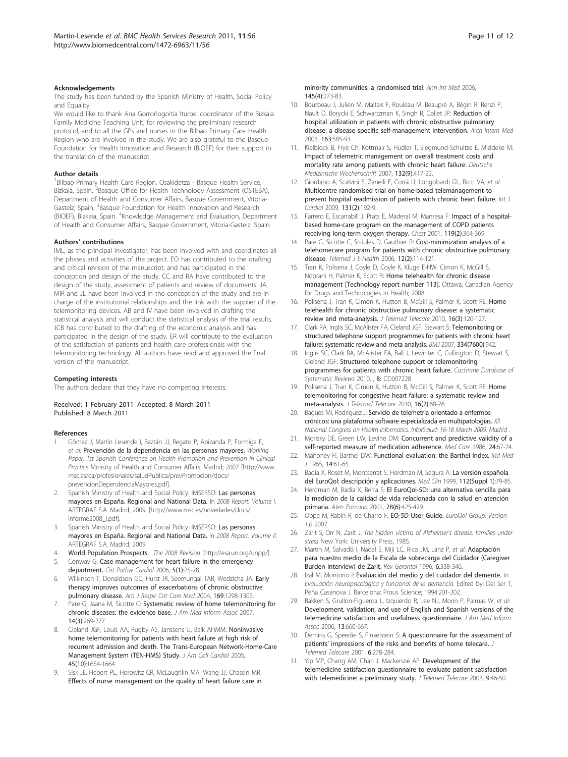#### Acknowledgements

The study has been funded by the Spanish Ministry of Health, Social Policy and Equality.

We would like to thank Ana Gorroñogoitia Iturbe, coordinator of the Bizkaia Family Medicine Teaching Unit, for reviewing the preliminary research protocol, and to all the GPs and nurses in the Bilbao Primary Care Health Region who are involved in the study. We are also grateful to the Basque Foundation for Health Innovation and Research (BIOEF) for their support in the translation of the manuscript.

#### Author details

[1]Bilbao Primary Health Care Region, Osakidetza - Basque Health Service, Bizkaia, Spain. [2]Basque Office for Health Technology Assessment (OSTEBA), Department of Health and Consumer Affairs, Basque Government, Vitoria-Gasteiz, Spain. [3]Basque Foundation for Health Innovation and Research (BIOEF), Bizkaia, Spain. [4]Knowledge Management and Evaluation, Department of Health and Consumer Affairs, Basque Government, Vitoria-Gasteiz, Spain.

#### Authors' contributions

IML, as the principal investigator, has been involved with and coordinates all the phases and activities of the project. EO has contributed to the drafting and critical revision of the manuscript, and has participated in the conception and design of the study. CC and RA have contributed to the design of the study, assessment of patients and review of documents. JA, MIR and JL have been involved in the conception of the study and are in charge of the institutional relationships and the link with the supplier of the telemonitoring devices. AB and IV have been involved in drafting the statistical analysis and will conduct the statistical analysis of the trial results. JCB has contributed to the drafting of the economic analysis and has participated in the design of the study. ER will contribute to the evaluation of the satisfaction of patients and health care professionals with the telemonitoring technology. All authors have read and approved the final version of the manuscript.

#### Competing interests

The authors declare that they have no competing interests.

Received: 1 February 2011 Accepted: 8 March 2011
Published: 8 March 2011

#### References

1. Gómez J, Martín Lesende I, Baztán JJ, Regato P, Abizanda P, Formiga F, *et al*: Prevención de la dependencia en las personas mayores. *Working Paper, 1st Spanish Conference on Health Promotion and Prevention in Clinical Practice* Ministry of Health and Consumer Affairs. Madrid; 2007 [http://www.msc.es/ca/profesionales/saludPublica/prevPromocion/docs/prevencionDependenciaMayores.pdf].
2. Spanish Ministry of Health and Social Policy. IMSERSO: Las personas mayores en España. Regional and National Data. In *2008 Report. Volume I.* ARTEGRAF S.A. Madrid; 2009, [http://www.msc.es/novedades/docs/informe2008_I.pdf].
3. Spanish Ministry of Health and Social Policy. IMSERSO: Las personas mayores en España. Regional and National Data. In *2008 Report. Volume II.* ARTEGRAF S.A. Madrid; 2009.
4. World Population Prospects. *The 2008 Revision* [http://esa.un.org/unpp/].
5. Conway G: Case management for heart failure in the emergency department. *Crit Pathw Cardiol* 2006, 5(1):25-28.
6. Wilkinson T, Donaldson GC, Hurst JR, Seemungal TAR, Wedzicha JA: Early therapy improves outcomes of exacerbations of chronic obstructive pulmonary disease. *Am J Respir Crit Care Med* 2004, 169:1298-1303.
7. Pare G, Jaana M, Sicotte C: Systematic review of home telemonitoring for chronic diseases: the evidence base. *J Am Med Inform Assoc* 2007, 14(3):269-277.
8. Cleland JGF, Louis AA, Rugby AS, Janssens U, Balk AHMM: Noninvasive home telemonitoring for patients with heart failure at high risk of recurrent admission and death. The Trans-European Network-Home-Care Management System (TEN-HMS) Study. *J Am Coll Cardiol* 2005, 45(10):1654-1664.
9. Sisk JE, Hebert PL, Horowitz CR, McLaughlin MA, Wang JJ, Chassin MR: Effects of nurse management on the quality of heart failure care in minority communities: a randomised trial. *Ann Int Med* 2006, 145(4):273-83.
10. Bourbeau J, Julien M, Maltais F, Rouleau M, Beaupré A, Bégin R, Renzi P, Nault D, Borycki E, Schwartzman K, Singh R, Collet JP: Reduction of hospital utilization in patients with chronic obstructive pulmonary disease: a disease specific self-management intervention. *Arch Intern Med* 2003, 163:585-91.
11. Kielblock B, Frye Ch, Kottmair S, Hudler T, Siegmund-Schultze E, Middeke M: Impact of telemetric management on overall treatment costs and mortality rate among patients with chronic heart failure. *Deutsche Medizinische Wochenschrift* 2007, 132(9):417-22.
12. Giordano A, Scalvini S, Zanelli E, Corrà U, Longobardi GL, Ricci VA, *et al*: Multicentre randomised trial on home-based telemanagement to prevent hospital readmission of patients with chronic heart failure. *Int J Cardiol* 2009, 131(2):192-9.
13. Farrero E, Escarrabill J, Prats E, Maderal M, Manresa F: Impact of a hospital-based home-care program on the management of COPD patients receiving long-term oxygen therapy. *Chest* 2001, 119(2):364-369.
14. Pare G, Sicotte C, St-Jules D, Gauthier R: Cost-minimization analysis of a telehomecare program for patients with chronic obstructive pulmonary disease. *Telemed J E-Health* 2006, 12(2):114-121.
15. Tran K, Polisena J, Coyle D, Coyle K, Kluge E-HW, Cimon K, McGill S, Noorani H, Palmer K, Scott R: Home telehealth for chronic disease management [Technology report number 113]. Ottawa: Canadian Agency for Drugs and Technologies in Health; 2008.
16. Polisena J, Tran K, Cimon K, Hutton B, McGill S, Palmer K, Scott RE: Home telehealth for chronic obstructive pulmonary disease: a systematic review and meta-analysis. *J Telemed Telecare* 2010, 16(3):120-127.
17. Clark RA, Inglis SC, McAlister FA, Cleland JGF, Stewart S: Telemonitoring or structured telephone support programmes for patients with chronic heart failure: systematic review and meta analysis. *BMJ* 2007, 334(7600):942.
18. Inglis SC, Clark RA, McAlister FA, Ball J, Lewinter C, Cullington D, Stewart S, Cleland JGF: Structured telephone support or telemonitoring programmes for patients with chronic heart failure. *Cochrane Database of Systematic Reviews* 2010, , 8: CD007228.
19. Polisena J, Tran K, Cimon K, Hutton B, McGill S, Palmer K, Scott RE: Home telemonitoring for congestive heart failure: a systematic review and meta-analysis. *J Telemed Telecare* 2010, 16(2):68-76.
20. Bagües MI, Rodríguez J: Servicio de telemetría orientado a enfermos crónicos: una plataforma software especializada en multipatologías. *XII National Congress on Health Informatics. InforSalud: 16-18 March 2009. Madrid* .
21. Morisky DE, Green LW, Levine DM: Concurrent and predictive validity of a self-reported measure of medication adherence. *Med Care* 1986, 24:67-74.
22. Mahoney FI, Barthel DW: Functional evaluation: the Barthel Index. *Md Med J* 1965, 14:61-65.
23. Badía X, Roset M, Montserrat S, Herdman M, Segura A: La versión española del EuroQol: descripción y aplicaciones. *Med Clin* 1999, 112(Suppl 1):79-85.
24. Herdman M, Badia X, Berra S: El EuroQol-5D: una alternativa sencilla para la medición de la calidad de vida relacionada con la salud en atención primaria. *Aten Primaria* 2001, 28(6):425-429.
25. Oppe M, Rabin R, de Charro F: EQ-5D User Guide. *EuroQol Group. Version 1.0* 2007.
26. Zarit S, Orr N, Zarit J: *The hidden victims of Alzheimer's disease: families under stress* New York: University Press; 1985.
27. Martín M, Salvadó I, Nadal S, Miji LC, Rico JM, Lanz P, *et al*: Adaptación para nuestro medio de la Escala de sobrecarga del Cuidador (Caregiver Burden Interview) de Zarit. *Rev Gerontol* 1996, 6:338-346.
28. Izal M, Montorio I: Evaluación del medio y del cuidador del demente. In *Evaluación neuropsicológica y funcional de la demencia.* Edited by: Del Ser T, Peña Casanova J. Barcelona: Prous Science; 1994:201-202.
29. Bakken S, Grullon-Figueroa L, Izquierdo R, Lee NJ, Morin P, Palmas W, *et al*: Development, validation, and use of English and Spanish versions of the telemedicine satisfaction and usefulness questionnaire. *J Am Med Inform Assoc* 2006, 13:660-667.
30. Demiris G, Speedie S, Finkelstein S: A questionnaire for the assessment of patients' impressions of the risks and benefits of home telecare. *J Telemed Telecare* 2001, 6:278-284.
31. Yip MP, Chang AM, Chan J, Mackenzie AE: Development of the telemedicine satisfaction questionnaire to evaluate patient satisfaction with telemedicine: a preliminary study. *J Telemed Telecare* 2003, 9:46-50.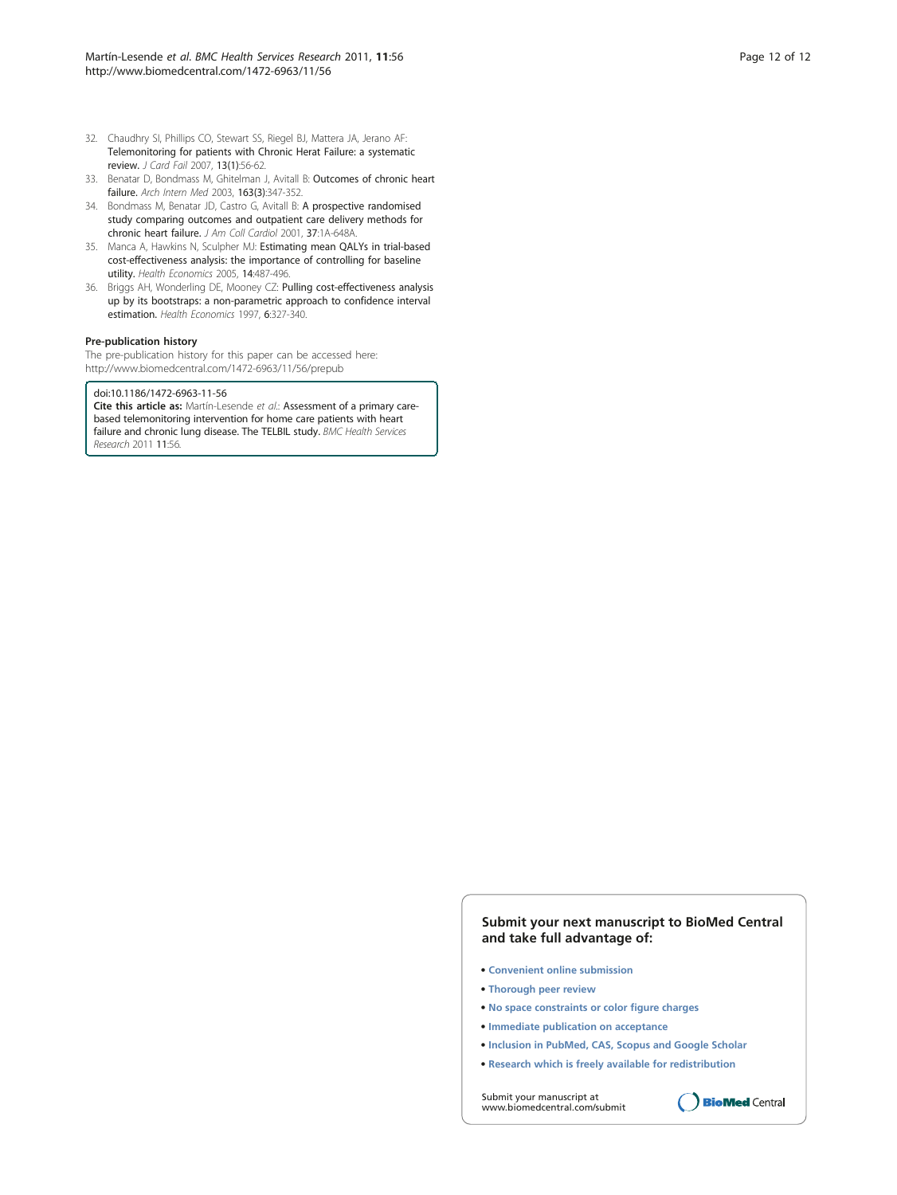32. Chaudhry SI, Phillips CO, Stewart SS, Riegel BJ, Mattera JA, Jerano AF: **Telemonitoring for patients with Chronic Herat Failure: a systematic review.** *J Card Fail* 2007, **13(1)**:56-62.
33. Benatar D, Bondmass M, Ghitelman J, Avitall B: **Outcomes of chronic heart failure.** *Arch Intern Med* 2003, **163(3)**:347-352.
34. Bondmass M, Benatar JD, Castro G, Avitall B: **A prospective randomised study comparing outcomes and outpatient care delivery methods for chronic heart failure.** *J Am Coll Cardiol* 2001, **37**:1A-648A.
35. Manca A, Hawkins N, Sculpher MJ: **Estimating mean QALYs in trial-based cost-effectiveness analysis: the importance of controlling for baseline utility.** *Health Economics* 2005, **14**:487-496.
36. Briggs AH, Wonderling DE, Mooney CZ: **Pulling cost-effectiveness analysis up by its bootstraps: a non-parametric approach to confidence interval estimation.** *Health Economics* 1997, **6**:327-340.

### Pre-publication history

The pre-publication history for this paper can be accessed here:
http://www.biomedcentral.com/1472-6963/11/56/prepub

doi:10.1186/1472-6963-11-56

**Cite this article as:** Martín-Lesende *et al.*: Assessment of a primary care-based telemonitoring intervention for home care patients with heart failure and chronic lung disease. The TELBIL study. *BMC Health Services Research* 2011 **11**:56.

**Submit your next manuscript to BioMed Central and take full advantage of:**

- Convenient online submission
- Thorough peer review
- No space constraints or color figure charges
- Immediate publication on acceptance
- Inclusion in PubMed, CAS, Scopus and Google Scholar
- Research which is freely available for redistribution

Submit your manuscript at
www.biomedcentral.com/submit

BioMed Central